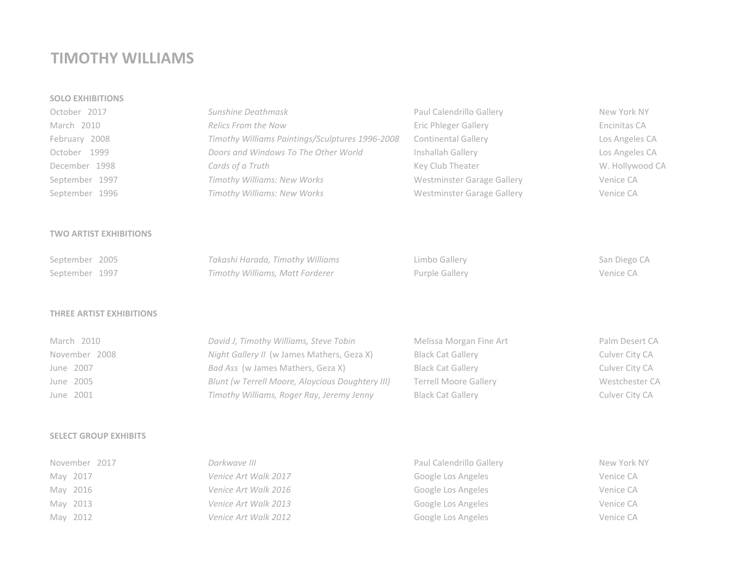# TIMOTHY WILLIAMS

## SOLO EXHIBITIONS

| | | | |
|---|---|---|---|
| October 2017 | *Sunshine Deathmask* | Paul Calendrillo Gallery | New York NY |
| March 2010 | *Relics From the Now* | Eric Phleger Gallery | Encinitas CA |
| February 2008 | *Timothy Williams Paintings/Sculptures 1996-2008* | Continental Gallery | Los Angeles CA |
| October 1999 | *Doors and Windows To The Other World* | Inshallah Gallery | Los Angeles CA |
| December 1998 | *Cards of a Truth* | Key Club Theater | W. Hollywood CA |
| September 1997 | *Timothy Williams: New Works* | Westminster Garage Gallery | Venice CA |
| September 1996 | *Timothy Williams: New Works* | Westminster Garage Gallery | Venice CA |

## TWO ARTIST EXHIBITIONS

| | | | |
|---|---|---|---|
| September 2005 | *Takashi Harada, Timothy Williams* | Limbo Gallery | San Diego CA |
| September 1997 | *Timothy Williams, Matt Forderer* | Purple Gallery | Venice CA |

## THREE ARTIST EXHIBITIONS

| | | | |
|---|---|---|---|
| March 2010 | *David J, Timothy Williams, Steve Tobin* | Melissa Morgan Fine Art | Palm Desert CA |
| November 2008 | *Night Gallery II* (w James Mathers, Geza X) | Black Cat Gallery | Culver City CA |
| June 2007 | *Bad Ass* (w James Mathers, Geza X) | Black Cat Gallery | Culver City CA |
| June 2005 | *Blunt (w Terrell Moore, Aloycious Doughtery III)* | Terrell Moore Gallery | Westchester CA |
| June 2001 | *Timothy Williams, Roger Ray, Jeremy Jenny* | Black Cat Gallery | Culver City CA |

## SELECT GROUP EXHIBITS

| | | | |
|---|---|---|---|
| November 2017 | *Darkwave III* | Paul Calendrillo Gallery | New York NY |
| May 2017 | *Venice Art Walk 2017* | Google Los Angeles | Venice CA |
| May 2016 | *Venice Art Walk 2016* | Google Los Angeles | Venice CA |
| May 2013 | *Venice Art Walk 2013* | Google Los Angeles | Venice CA |
| May 2012 | *Venice Art Walk 2012* | Google Los Angeles | Venice CA |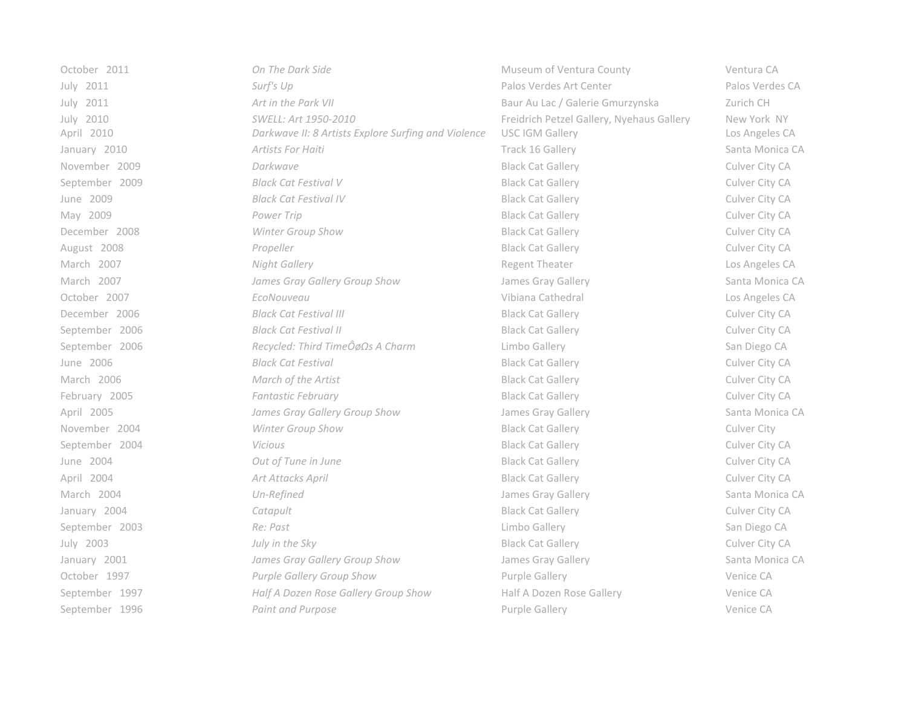| | | | |
|---|---|---|---|
| October 2011 | *On The Dark Side* | Museum of Ventura County | Ventura CA |
| July 2011 | *Surf's Up* | Palos Verdes Art Center | Palos Verdes CA |
| July 2011 | *Art in the Park VII* | Baur Au Lac / Galerie Gmurzynska | Zurich CH |
| July 2010 | *SWELL: Art 1950-2010* | Freidrich Petzel Gallery, Nyehaus Gallery | New York NY |
| April 2010 | *Darkwave II: 8 Artists Explore Surfing and Violence* | USC IGM Gallery | Los Angeles CA |
| January 2010 | *Artists For Haiti* | Track 16 Gallery | Santa Monica CA |
| November 2009 | *Darkwave* | Black Cat Gallery | Culver City CA |
| September 2009 | *Black Cat Festival V* | Black Cat Gallery | Culver City CA |
| June 2009 | *Black Cat Festival IV* | Black Cat Gallery | Culver City CA |
| May 2009 | *Power Trip* | Black Cat Gallery | Culver City CA |
| December 2008 | *Winter Group Show* | Black Cat Gallery | Culver City CA |
| August 2008 | *Propeller* | Black Cat Gallery | Culver City CA |
| March 2007 | *Night Gallery* | Regent Theater | Los Angeles CA |
| March 2007 | *James Gray Gallery Group Show* | James Gray Gallery | Santa Monica CA |
| October 2007 | *EcoNouveau* | Vibiana Cathedral | Los Angeles CA |
| December 2006 | *Black Cat Festival III* | Black Cat Gallery | Culver City CA |
| September 2006 | *Black Cat Festival II* | Black Cat Gallery | Culver City CA |
| September 2006 | *Recycled: Third TimeÔøΩs A Charm* | Limbo Gallery | San Diego CA |
| June 2006 | *Black Cat Festival* | Black Cat Gallery | Culver City CA |
| March 2006 | *March of the Artist* | Black Cat Gallery | Culver City CA |
| February 2005 | *Fantastic February* | Black Cat Gallery | Culver City CA |
| April 2005 | *James Gray Gallery Group Show* | James Gray Gallery | Santa Monica CA |
| November 2004 | *Winter Group Show* | Black Cat Gallery | Culver City |
| September 2004 | *Vicious* | Black Cat Gallery | Culver City CA |
| June 2004 | *Out of Tune in June* | Black Cat Gallery | Culver City CA |
| April 2004 | *Art Attacks April* | Black Cat Gallery | Culver City CA |
| March 2004 | *Un-Refined* | James Gray Gallery | Santa Monica CA |
| January 2004 | *Catapult* | Black Cat Gallery | Culver City CA |
| September 2003 | *Re: Past* | Limbo Gallery | San Diego CA |
| July 2003 | *July in the Sky* | Black Cat Gallery | Culver City CA |
| January 2001 | *James Gray Gallery Group Show* | James Gray Gallery | Santa Monica CA |
| October 1997 | *Purple Gallery Group Show* | Purple Gallery | Venice CA |
| September 1997 | *Half A Dozen Rose Gallery Group Show* | Half A Dozen Rose Gallery | Venice CA |
| September 1996 | *Paint and Purpose* | Purple Gallery | Venice CA |